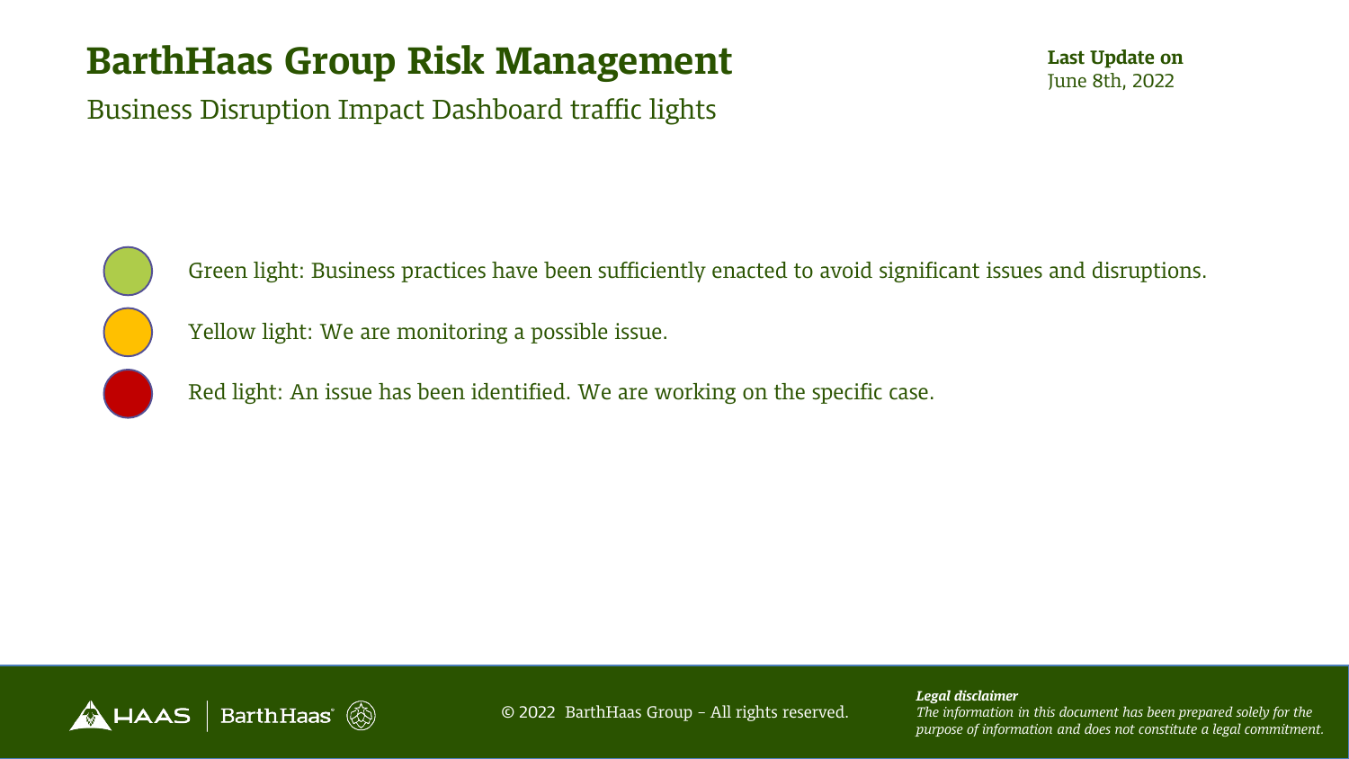# BarthHaas Group Risk Management

## Business Disruption Impact Dashboard traffic lights

**Last Update on**
June 8th, 2022

- Green light: Business practices have been sufficiently enacted to avoid significant issues and disruptions.
- Yellow light: We are monitoring a possible issue.
- Red light: An issue has been identified. We are working on the specific case.

© 2022 BarthHaas Group – All rights reserved.

***Legal disclaimer***
*The information in this document has been prepared solely for the purpose of information and does not constitute a legal commitment.*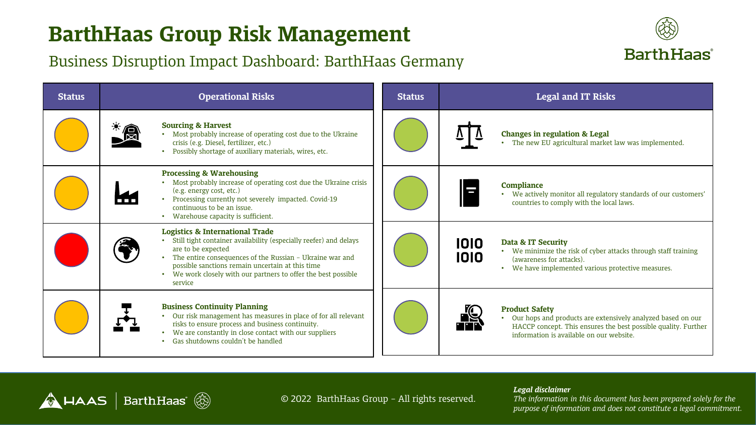# BarthHaas Group Risk Management

## Business Disruption Impact Dashboard: BarthHaas Germany

| Status | Operational Risks |
|---|---|
| Yellow | **Sourcing & Harvest**<br>• Most probably increase of operating cost due to the Ukraine crisis (e.g. Diesel, fertilizer, etc.)<br>• Possibly shortage of auxiliary materials, wires, etc. |
| Yellow | **Processing & Warehousing**<br>• Most probably increase of operating cost due the Ukraine crisis (e.g. energy cost, etc.)<br>• Processing currently not severely impacted. Covid-19 continuous to be an issue.<br>• Warehouse capacity is sufficient. |
| Red | **Logistics & International Trade**<br>• Still tight container availability (especially reefer) and delays are to be expected<br>• The entire consequences of the Russian – Ukraine war and possible sanctions remain uncertain at this time<br>• We work closely with our partners to offer the best possible service |
| Yellow | **Business Continuity Planning**<br>• Our risk management has measures in place of for all relevant risks to ensure process and business continuity.<br>• We are constantly in close contact with our suppliers<br>• Gas shutdowns couldn't be handled |

| Status | Legal and IT Risks |
|---|---|
| Green | **Changes in regulation & Legal**<br>• The new EU agricultural market law was implemented. |
| Green | **Compliance**<br>• We actively monitor all regulatory standards of our customers' countries to comply with the local laws. |
| Green | **Data & IT Security**<br>• We minimize the risk of cyber attacks through staff training (awareness for attacks).<br>• We have implemented various protective measures. |
| Green | **Product Safety**<br>• Our hops and products are extensively analyzed based on our HACCP concept. This ensures the best possible quality. Further information is available on our website. |

© 2022 BarthHaas Group – All rights reserved.

*Legal disclaimer*
*The information in this document has been prepared solely for the purpose of information and does not constitute a legal commitment.*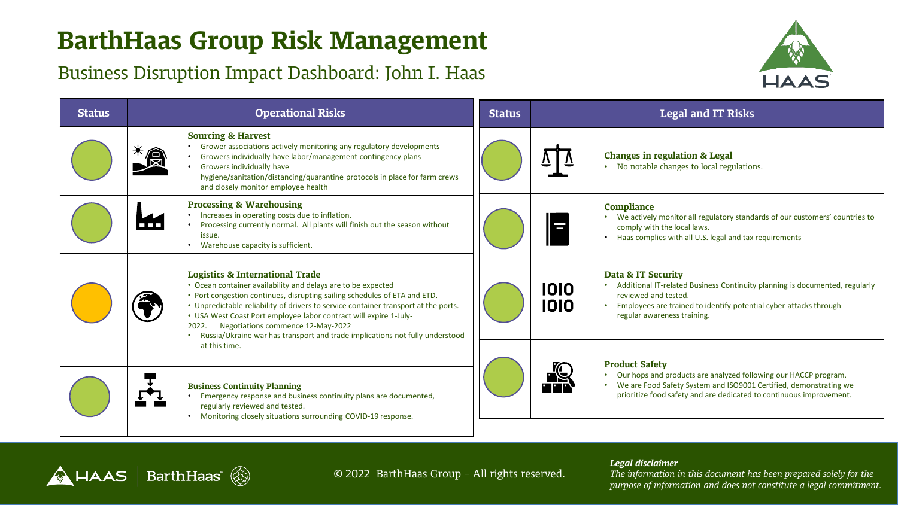# BarthHaas Group Risk Management

## Business Disruption Impact Dashboard: John I. Haas

| Status | Operational Risks |
| --- | --- |
| Green | **Sourcing & Harvest**<br>• Grower associations actively monitoring any regulatory developments<br>• Growers individually have labor/management contingency plans<br>• Growers individually have hygiene/sanitation/distancing/quarantine protocols in place for farm crews and closely monitor employee health |
| Green | **Processing & Warehousing**<br>• Increases in operating costs due to inflation.<br>• Processing currently normal. All plants will finish out the season without issue.<br>• Warehouse capacity is sufficient. |
| Yellow | **Logistics & International Trade**<br>• Ocean container availability and delays are to be expected<br>• Port congestion continues, disrupting sailing schedules of ETA and ETD.<br>• Unpredictable reliability of drivers to service container transport at the ports.<br>• USA West Coast Port employee labor contract will expire 1-July-2022. Negotiations commence 12-May-2022<br>• Russia/Ukraine war has transport and trade implications not fully understood at this time. |
| Green | **Business Continuity Planning**<br>• Emergency response and business continuity plans are documented, regularly reviewed and tested.<br>• Monitoring closely situations surrounding COVID-19 response. |

| Status | Legal and IT Risks |
| --- | --- |
| Green | **Changes in regulation & Legal**<br>• No notable changes to local regulations. |
| Green | **Compliance**<br>• We actively monitor all regulatory standards of our customers' countries to comply with the local laws.<br>• Haas complies with all U.S. legal and tax requirements |
| Green | **Data & IT Security**<br>• Additional IT-related Business Continuity planning is documented, regularly reviewed and tested.<br>• Employees are trained to identify potential cyber-attacks through regular awareness training. |
| Green | **Product Safety**<br>• Our hops and products are analyzed following our HACCP program.<br>• We are Food Safety System and ISO9001 Certified, demonstrating we prioritize food safety and are dedicated to continuous improvement. |

© 2022 BarthHaas Group – All rights reserved.

***Legal disclaimer***
*The information in this document has been prepared solely for the purpose of information and does not constitute a legal commitment.*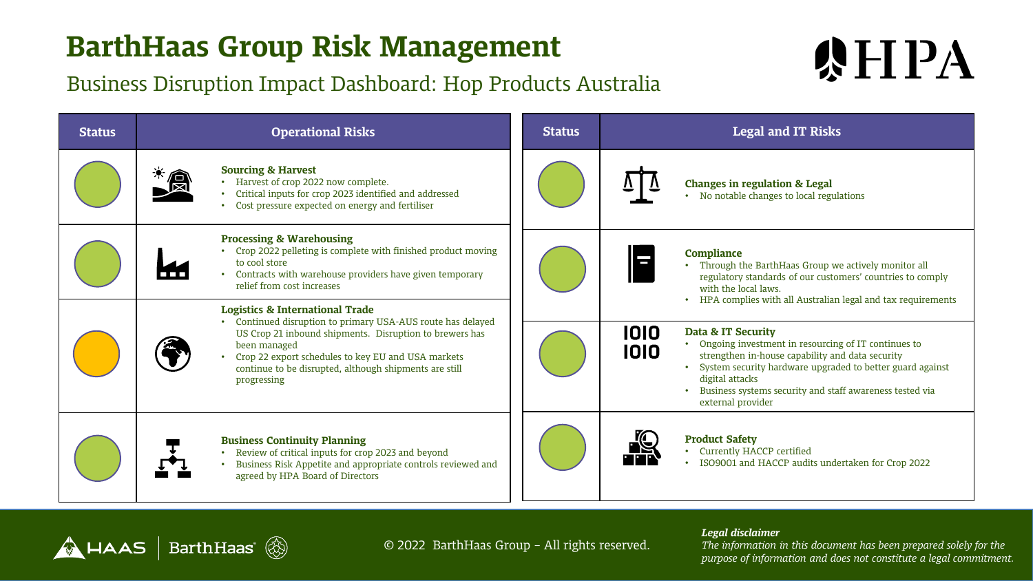# BarthHaas Group Risk Management

## Business Disruption Impact Dashboard: Hop Products Australia

HPA

| Status | Operational Risks |
|---|---|
| Green | **Sourcing & Harvest**<br>• Harvest of crop 2022 now complete.<br>• Critical inputs for crop 2023 identified and addressed<br>• Cost pressure expected on energy and fertiliser |
| Green | **Processing & Warehousing**<br>• Crop 2022 pelleting is complete with finished product moving to cool store<br>• Contracts with warehouse providers have given temporary relief from cost increases |
| Amber | **Logistics & International Trade**<br>• Continued disruption to primary USA-AUS route has delayed US Crop 21 inbound shipments. Disruption to brewers has been managed<br>• Crop 22 export schedules to key EU and USA markets continue to be disrupted, although shipments are still progressing |
| Green | **Business Continuity Planning**<br>• Review of critical inputs for crop 2023 and beyond<br>• Business Risk Appetite and appropriate controls reviewed and agreed by HPA Board of Directors |

| Status | Legal and IT Risks |
|---|---|
| Green | **Changes in regulation & Legal**<br>• No notable changes to local regulations |
| Green | **Compliance**<br>• Through the BarthHaas Group we actively monitor all regulatory standards of our customers' countries to comply with the local laws.<br>• HPA complies with all Australian legal and tax requirements |
| Green | **Data & IT Security**<br>• Ongoing investment in resourcing of IT continues to strengthen in-house capability and data security<br>• System security hardware upgraded to better guard against digital attacks<br>• Business systems security and staff awareness tested via external provider |
| Green | **Product Safety**<br>• Currently HACCP certified<br>• ISO9001 and HACCP audits undertaken for Crop 2022 |

HAAS | BarthHaas

© 2022 BarthHaas Group – All rights reserved.

***Legal disclaimer***
*The information in this document has been prepared solely for the purpose of information and does not constitute a legal commitment.*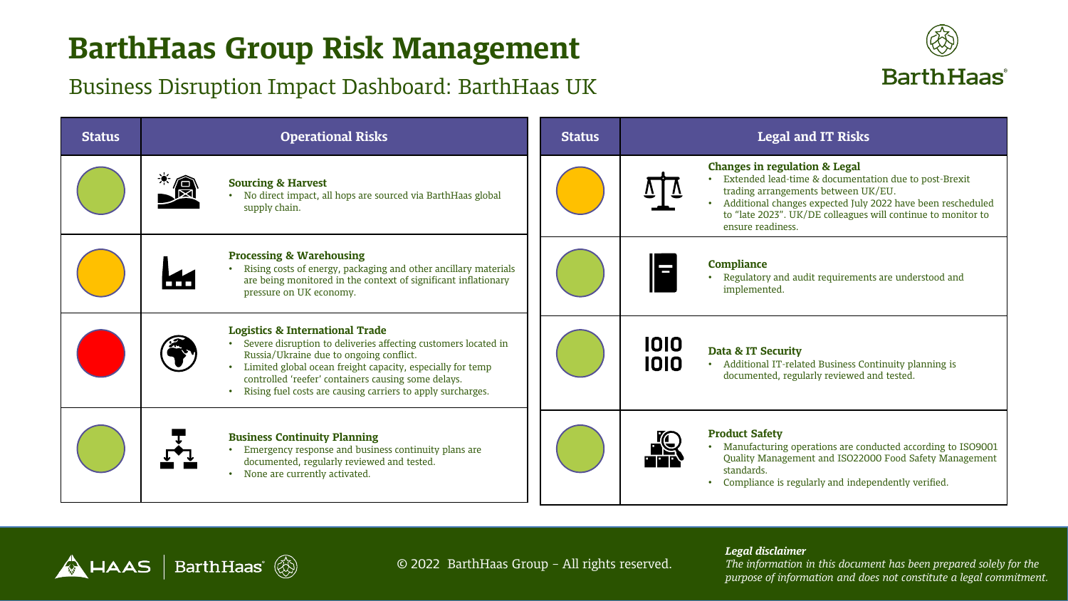# BarthHaas Group Risk Management

## Business Disruption Impact Dashboard: BarthHaas UK

| Status | Operational Risks |
|---|---|
| Green | **Sourcing & Harvest**<br>• No direct impact, all hops are sourced via BarthHaas global supply chain. |
| Amber | **Processing & Warehousing**<br>• Rising costs of energy, packaging and other ancillary materials are being monitored in the context of significant inflationary pressure on UK economy. |
| Red | **Logistics & International Trade**<br>• Severe disruption to deliveries affecting customers located in Russia/Ukraine due to ongoing conflict.<br>• Limited global ocean freight capacity, especially for temp controlled 'reefer' containers causing some delays.<br>• Rising fuel costs are causing carriers to apply surcharges. |
| Green | **Business Continuity Planning**<br>• Emergency response and business continuity plans are documented, regularly reviewed and tested.<br>• None are currently activated. |

| Status | Legal and IT Risks |
|---|---|
| Amber | **Changes in regulation & Legal**<br>• Extended lead-time & documentation due to post-Brexit trading arrangements between UK/EU.<br>• Additional changes expected July 2022 have been rescheduled to "late 2023". UK/DE colleagues will continue to monitor to ensure readiness. |
| Green | **Compliance**<br>• Regulatory and audit requirements are understood and implemented. |
| Green | **Data & IT Security**<br>• Additional IT-related Business Continuity planning is documented, regularly reviewed and tested. |
| Green | **Product Safety**<br>• Manufacturing operations are conducted according to ISO9001 Quality Management and ISO22000 Food Safety Management standards.<br>• Compliance is regularly and independently verified. |

© 2022 BarthHaas Group – All rights reserved.

*Legal disclaimer*
*The information in this document has been prepared solely for the purpose of information and does not constitute a legal commitment.*